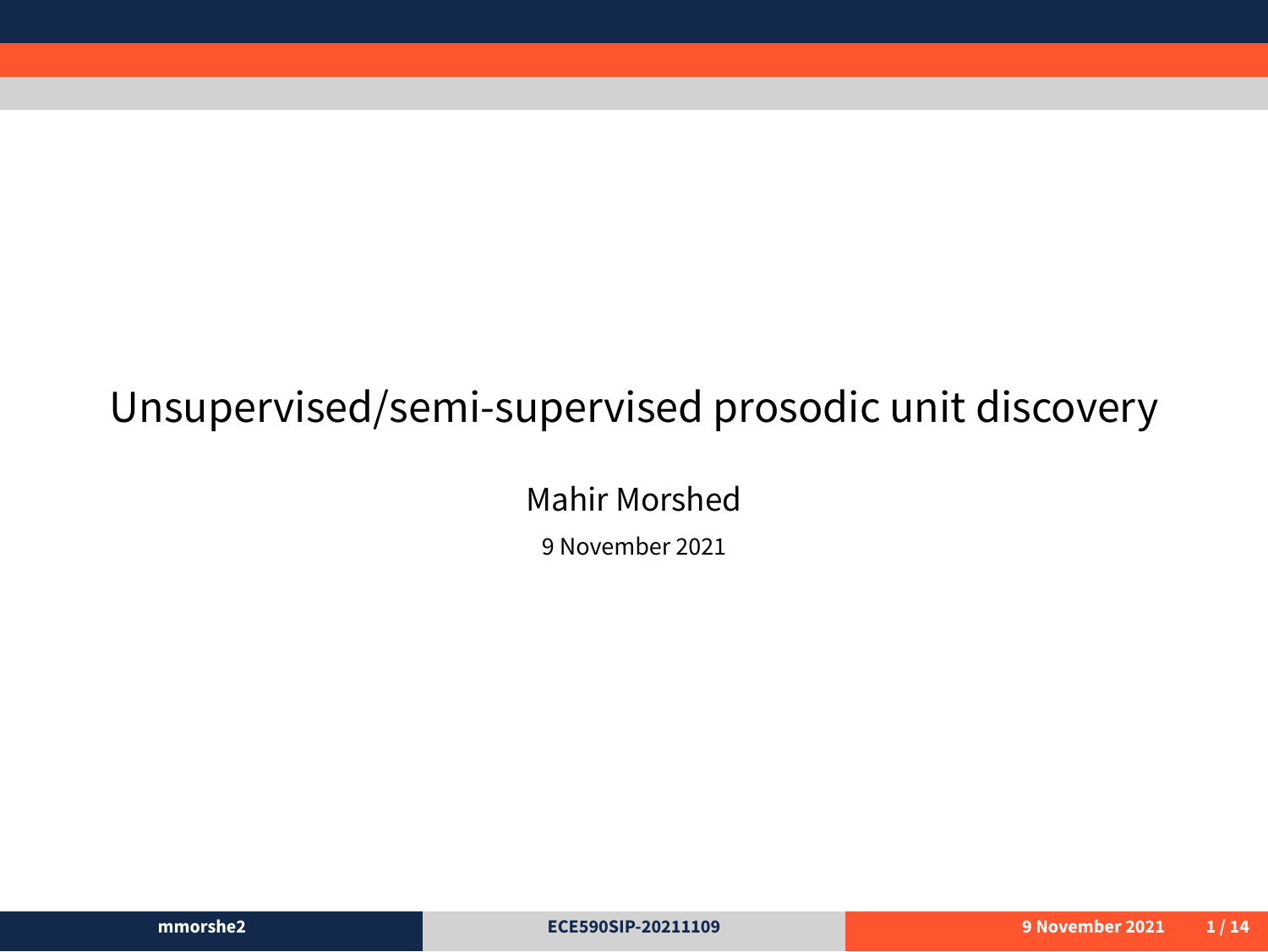# Unsupervised/semi-supervised prosodic unit discovery

Mahir Morshed

9 November 2021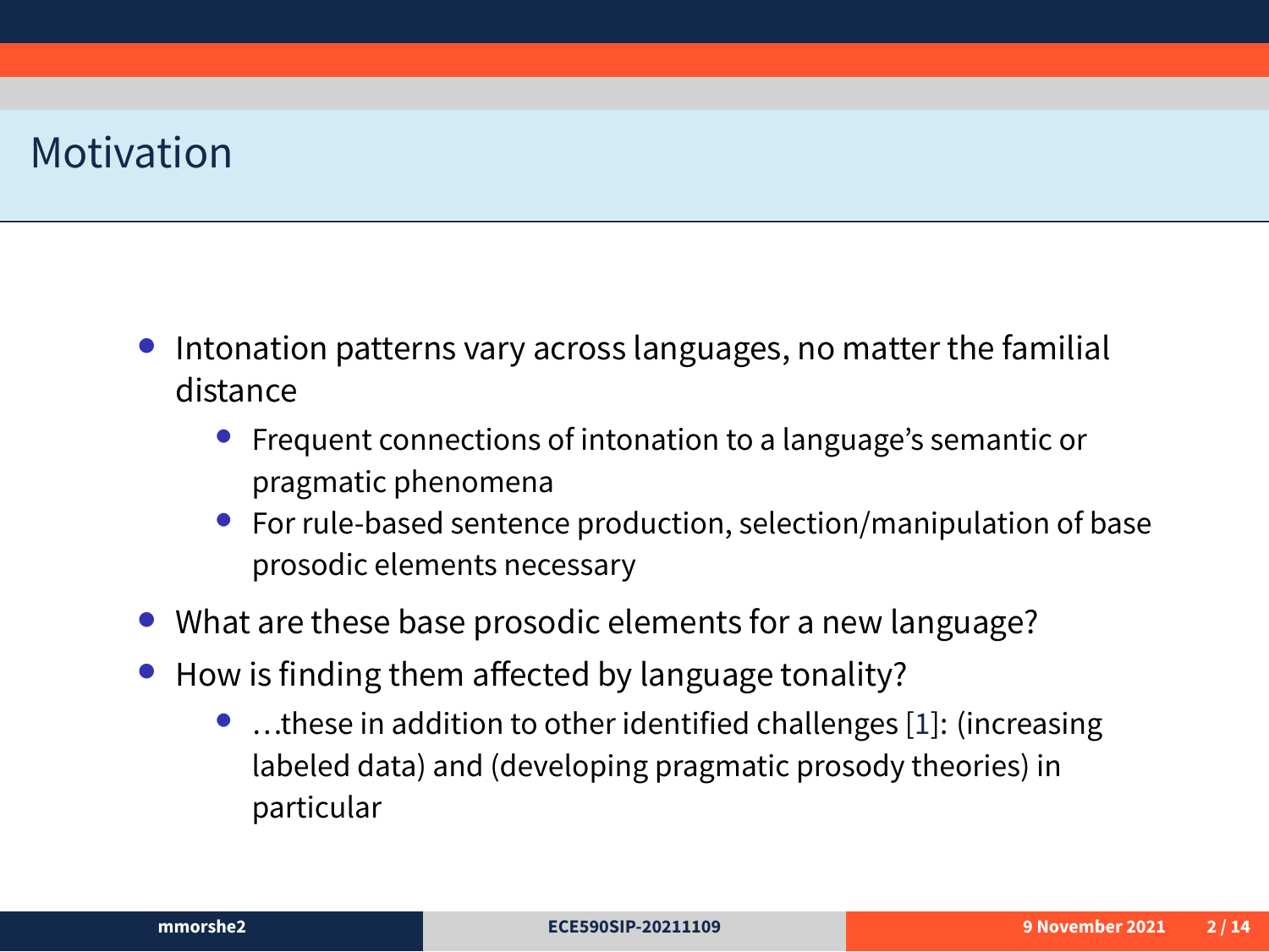## Motivation

- Intonation patterns vary across languages, no matter the familial distance
  - Frequent connections of intonation to a language's semantic or pragmatic phenomena
  - For rule-based sentence production, selection/manipulation of base prosodic elements necessary
- What are these base prosodic elements for a new language?
- How is finding them affected by language tonality?
  - …these in addition to other identified challenges [1]: (increasing labeled data) and (developing pragmatic prosody theories) in particular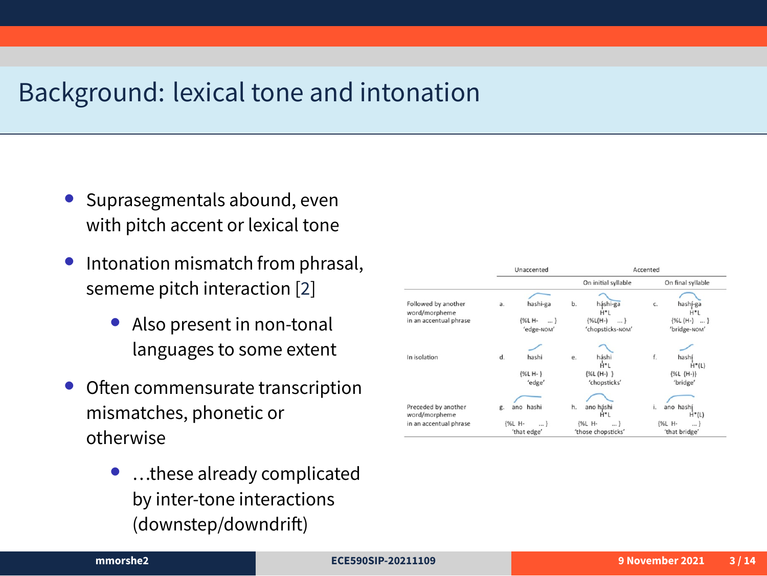# Background: lexical tone and intonation

- Suprasegmentals abound, even with pitch accent or lexical tone
- Intonation mismatch from phrasal, sememe pitch interaction [2]
  - Also present in non-tonal languages to some extent
- Often commensurate transcription mismatches, phonetic or otherwise
  - …these already complicated by inter-tone interactions (downstep/downdrift)

| | | Unaccented | | Accented | | |
|---|---|---|---|---|---|---|
| | | | | On initial syllable | | On final syllable |
| Followed by another word/morpheme in an accentual phrase | a. | hashi-ga {%L H- … } 'edge-NOM' | b. | háshi-ga H*L {%L(H-) … } 'chopsticks-NOM' | c. | hashí-ga H*L {%L (H-) … } 'bridge-NOM' |
| In isolation | d. | hashi {%L H- } 'edge' | e. | háshi H*L {%L (H-) } 'chopsticks' | f. | hashí H*(L) {%L (H-)} 'bridge' |
| Preceded by another word/morpheme in an accentual phrase | g. | ano hashi {%L H- … } 'that edge' | h. | ano háshi H*L {%L H- … } 'those chopsticks' | i. | ano hashí H*(L) {%L H- … } 'that bridge' |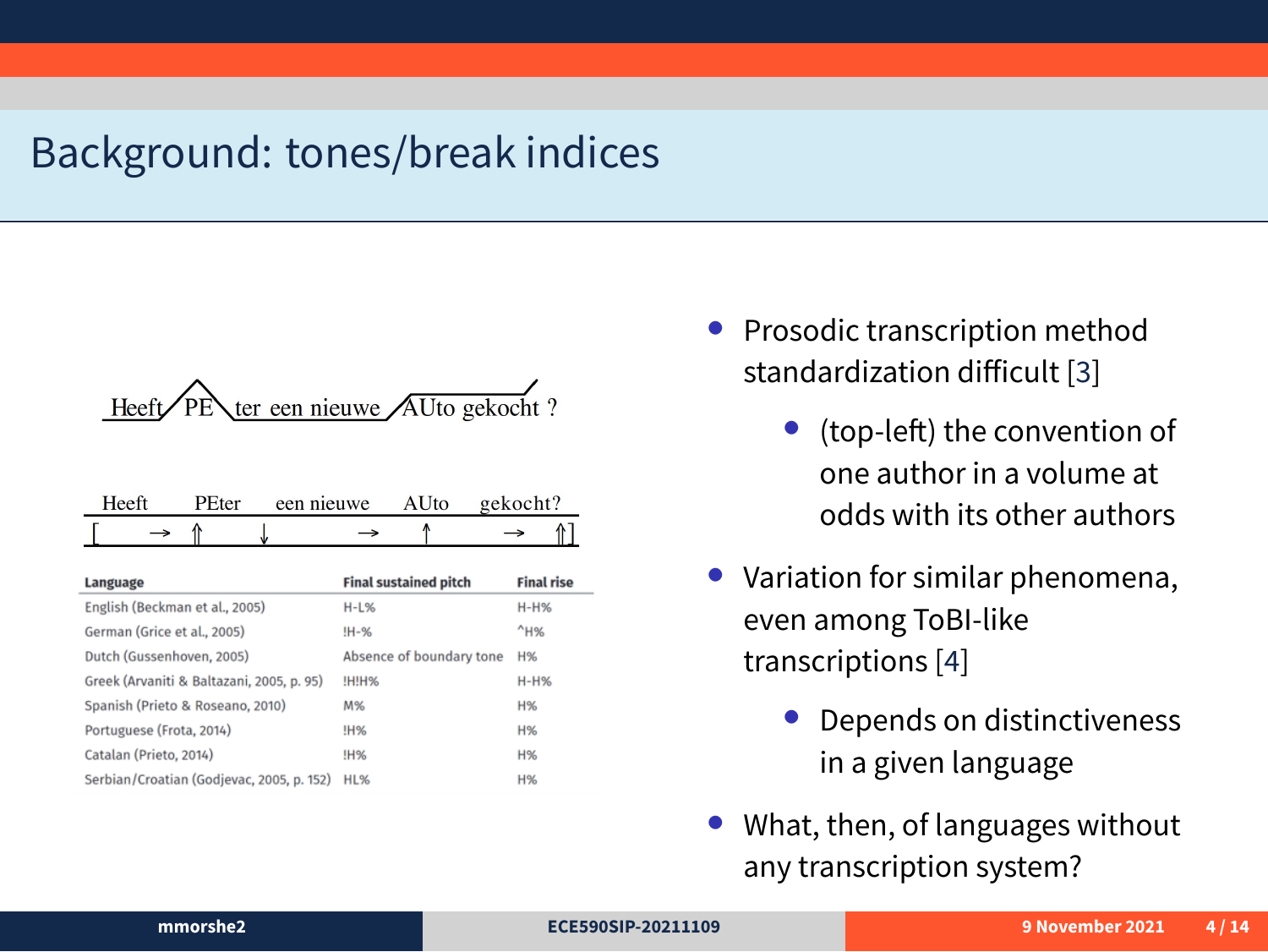# Background: tones/break indices

Heeft PE ter een nieuwe AUto gekocht ?

Heeft PEter een nieuwe AUto gekocht?

[ → ⇑ ↓ → ↑ → ⇑]

| Language | Final sustained pitch | Final rise |
|---|---|---|
| English (Beckman et al., 2005) | H-L% | H-H% |
| German (Grice et al., 2005) | !H-% | ^H% |
| Dutch (Gussenhoven, 2005) | Absence of boundary tone | H% |
| Greek (Arvaniti & Baltazani, 2005, p. 95) | !H!H% | H-H% |
| Spanish (Prieto & Roseano, 2010) | M% | H% |
| Portuguese (Frota, 2014) | !H% | H% |
| Catalan (Prieto, 2014) | !H% | H% |
| Serbian/Croatian (Godjevac, 2005, p. 152) | HL% | H% |

- Prosodic transcription method standardization difficult [3]
  - (top-left) the convention of one author in a volume at odds with its other authors
- Variation for similar phenomena, even among ToBI-like transcriptions [4]
  - Depends on distinctiveness in a given language
- What, then, of languages without any transcription system?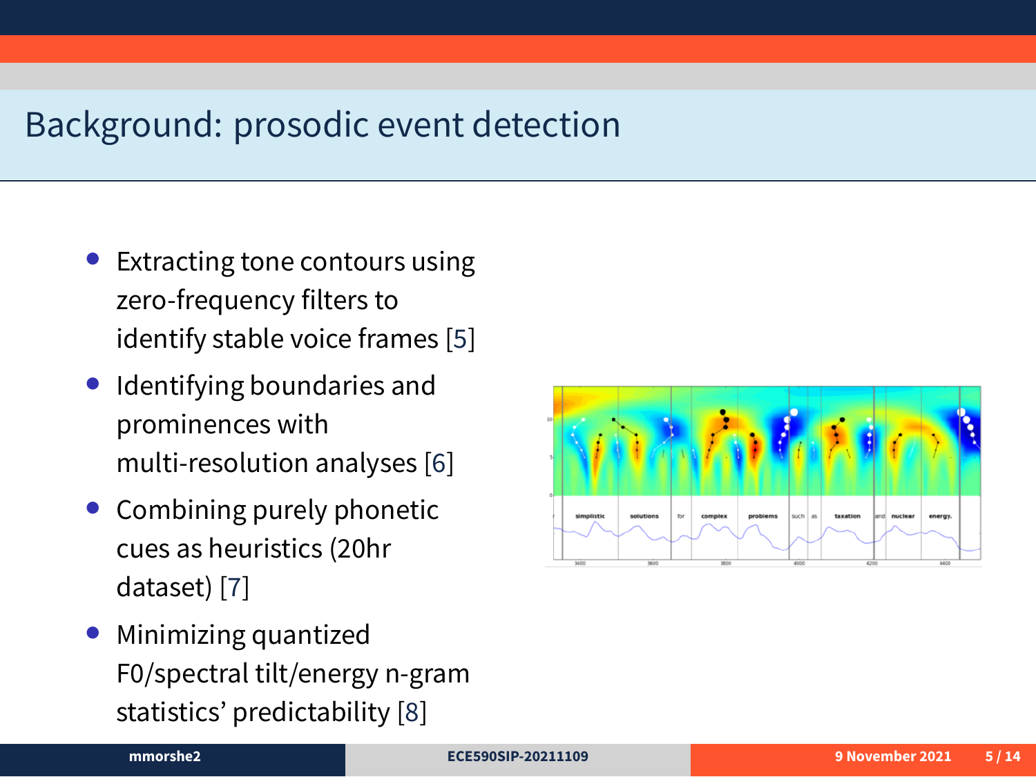# Background: prosodic event detection

- Extracting tone contours using zero-frequency filters to identify stable voice frames [5]
- Identifying boundaries and prominences with multi-resolution analyses [6]
- Combining purely phonetic cues as heuristics (20hr dataset) [7]
- Minimizing quantized F0/spectral tilt/energy n-gram statistics' predictability [8]

10
5
0
simplistic
solutions
for
complex
problems
such
as
taxation
and
nuclear
energy.
3400
3600
3800
4000
4200
4400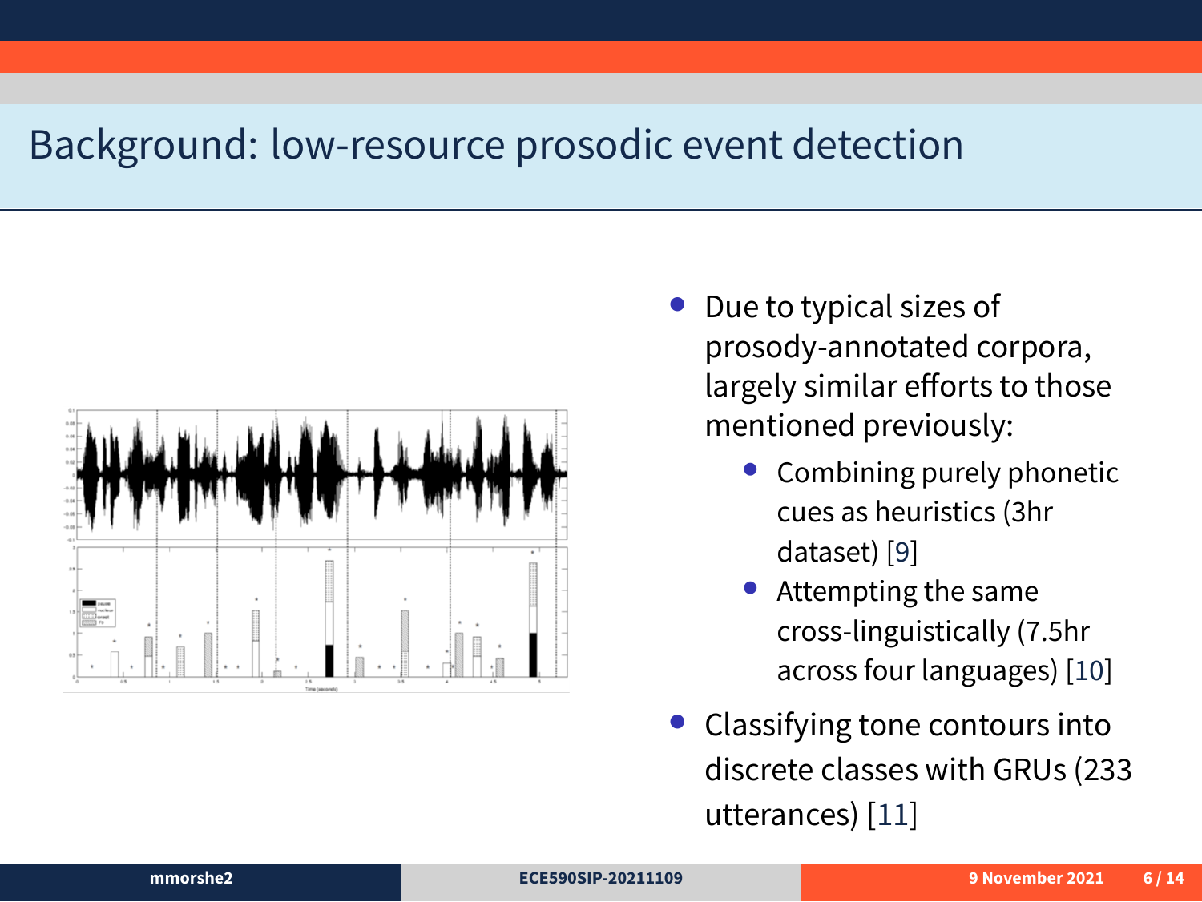# Background: low-resource prosodic event detection

- Due to typical sizes of prosody-annotated corpora, largely similar efforts to those mentioned previously:
  - Combining purely phonetic cues as heuristics (3hr dataset) [9]
  - Attempting the same cross-linguistically (7.5hr across four languages) [10]
- Classifying tone contours into discrete classes with GRUs (233 utterances) [11]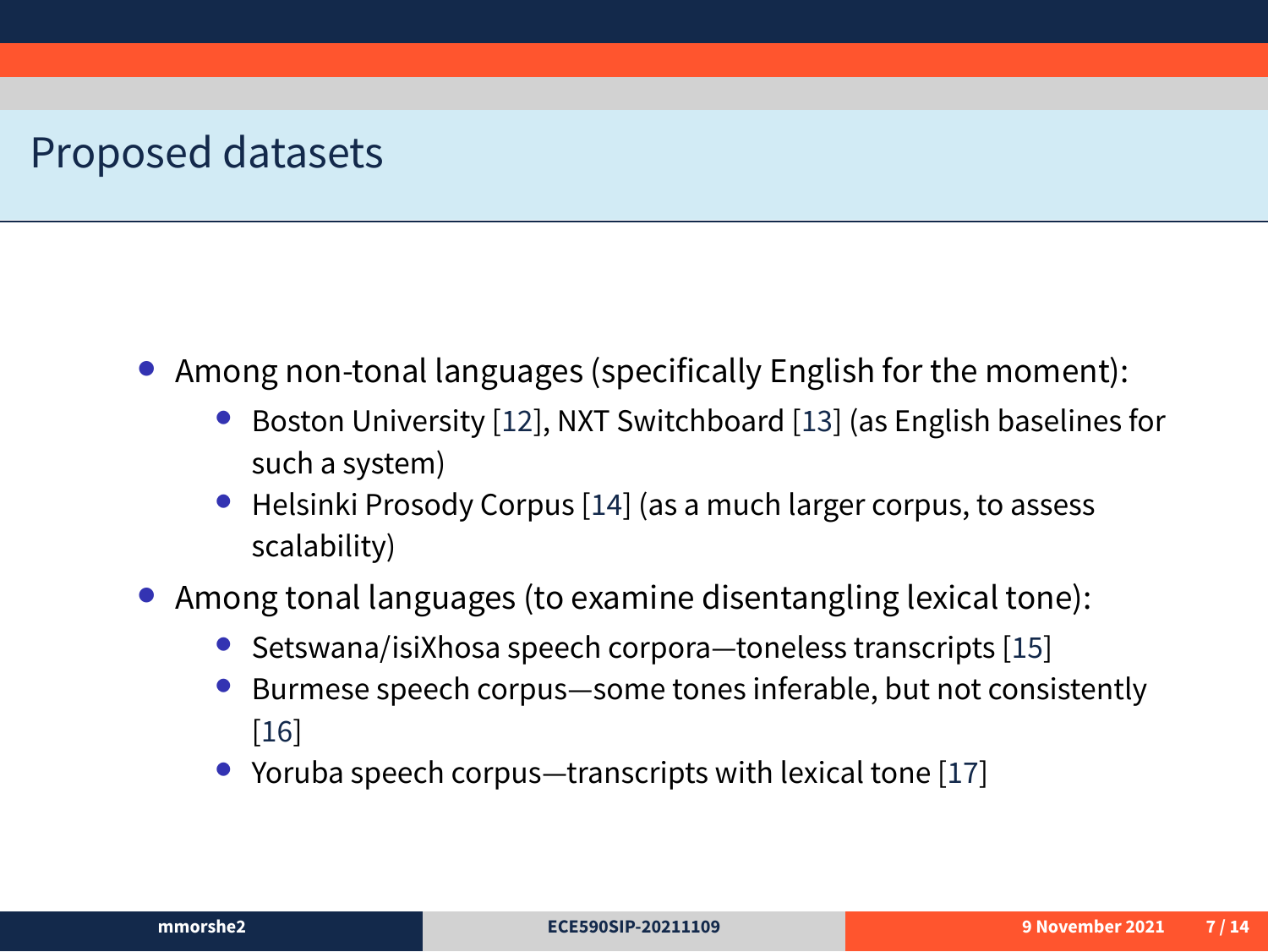# Proposed datasets

- Among non-tonal languages (specifically English for the moment):
  - Boston University [12], NXT Switchboard [13] (as English baselines for such a system)
  - Helsinki Prosody Corpus [14] (as a much larger corpus, to assess scalability)
- Among tonal languages (to examine disentangling lexical tone):
  - Setswana/isiXhosa speech corpora—toneless transcripts [15]
  - Burmese speech corpus—some tones inferable, but not consistently [16]
  - Yoruba speech corpus—transcripts with lexical tone [17]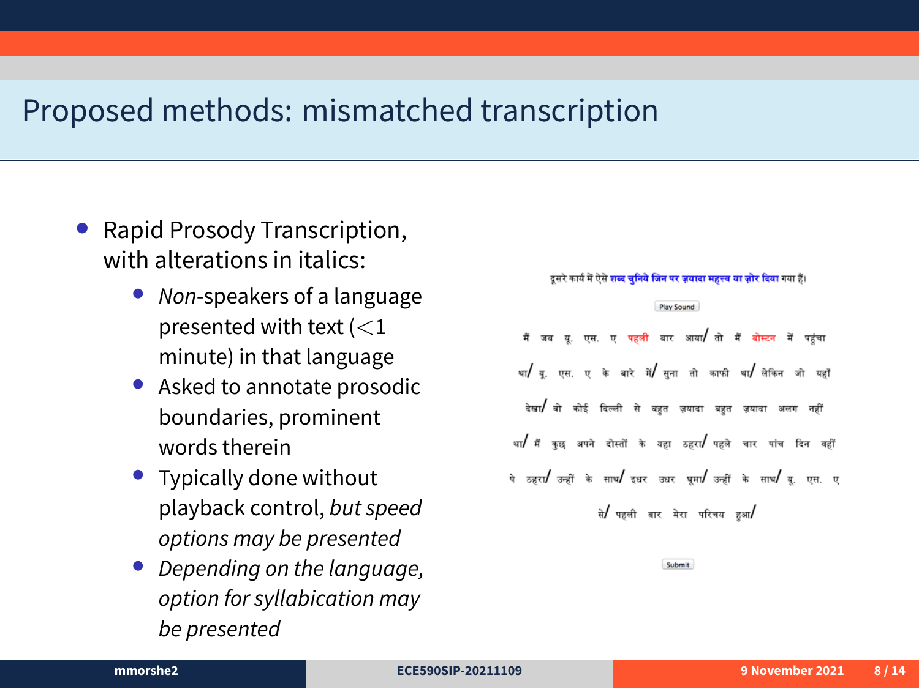# Proposed methods: mismatched transcription

- Rapid Prosody Transcription, with alterations in italics:
  - *Non*-speakers of a language presented with text ($<$1 minute) in that language
  - Asked to annotate prosodic boundaries, prominent words therein
  - Typically done without playback control, *but speed options may be presented*
  - *Depending on the language, option for syllabication may be presented*

दूसरे कार्य में ऐसे शब्द चुनिये जिन पर ज़यादा महत्त्व या ज़ोर दिया गया हैं।

Play Sound

मैं जब यू. एस. ए पहली बार आया/ तो मैं बोस्टन में पहुंचा था/ यू. एस. ए के बारे में/ सुना तो काफी था/ लेकिन जो यहाँ देखा/ वो कोई दिल्ली से बहुत ज़यादा बहुत ज़यादा अलग नहीं था/ मैं कुछ अपने दोस्तों के यहा ठहरा/ पहले चार पांच दिन वहीं पे ठहरा/ उन्हीं के साथ/ इधर उधर घूमा/ उन्हीं के साथ/ यू. एस. ए से/ पहली बार मेरा परिचय हुआ/

Submit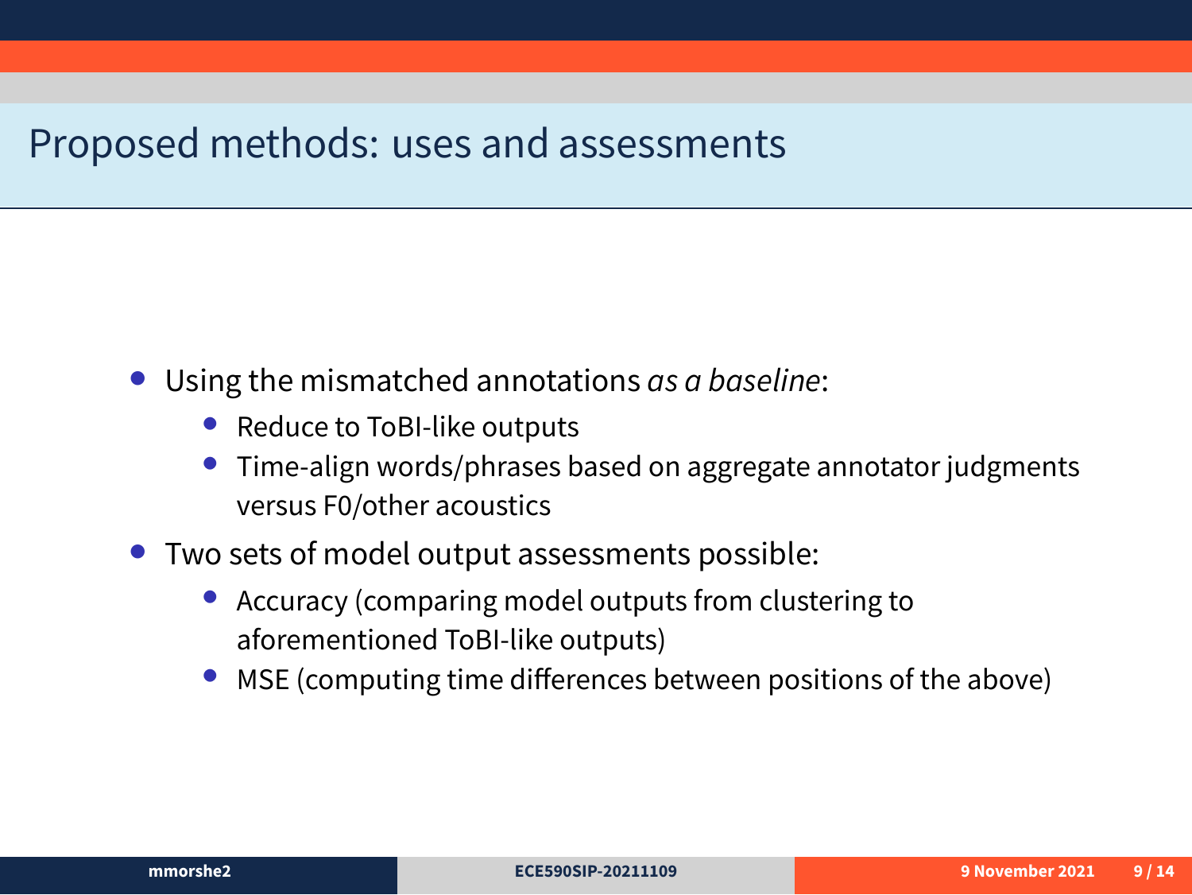# Proposed methods: uses and assessments

- Using the mismatched annotations *as a baseline*:
  - Reduce to ToBI-like outputs
  - Time-align words/phrases based on aggregate annotator judgments versus F0/other acoustics
- Two sets of model output assessments possible:
  - Accuracy (comparing model outputs from clustering to aforementioned ToBI-like outputs)
  - MSE (computing time differences between positions of the above)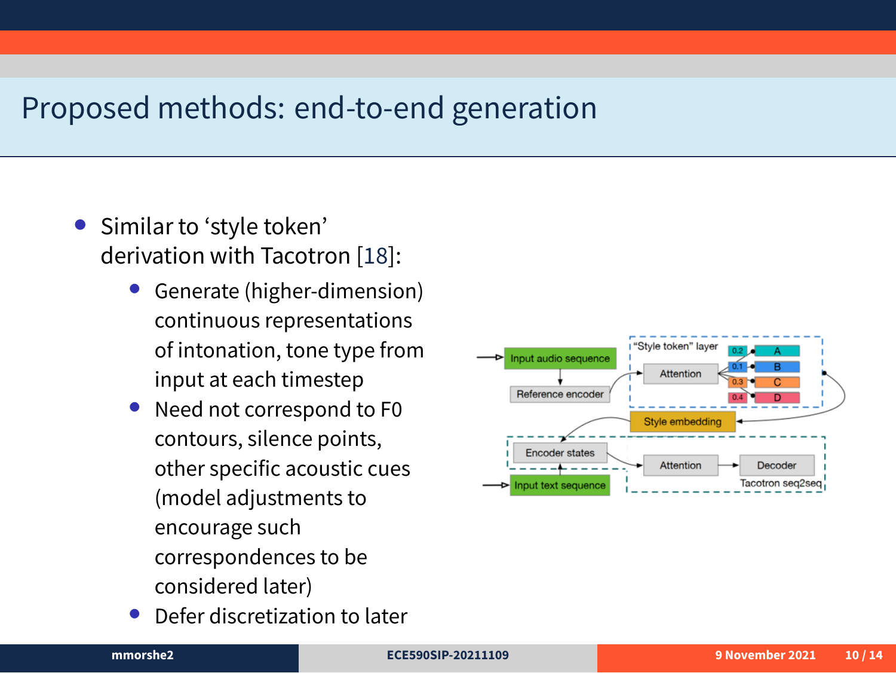# Proposed methods: end-to-end generation

- Similar to 'style token' derivation with Tacotron [18]:
  - Generate (higher-dimension) continuous representations of intonation, tone type from input at each timestep
  - Need not correspond to F0 contours, silence points, other specific acoustic cues (model adjustments to encourage such correspondences to be considered later)
  - Defer discretization to later

"Style token" layer
0.2
A
0.1
B
0.3
C
0.4
D
Input audio sequence
Reference encoder
Attention
Style embedding
Encoder states
Attention
Decoder
Input text sequence
Tacotron seq2seq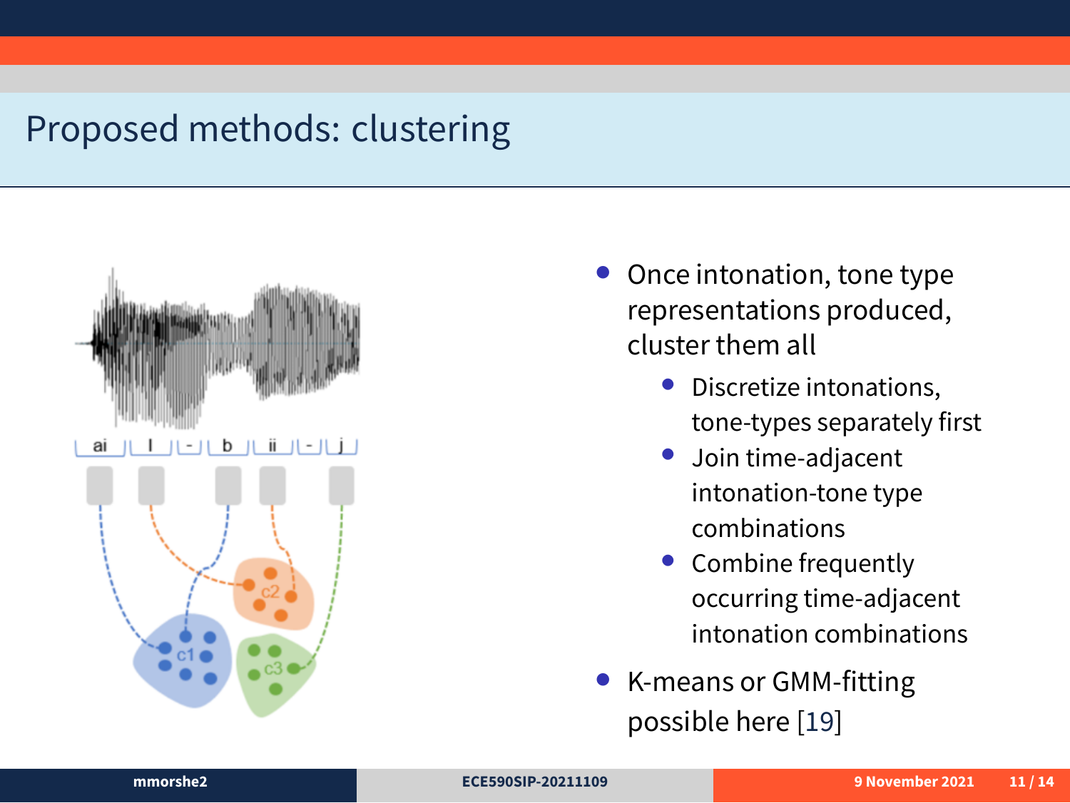# Proposed methods: clustering

ai
l
-
b
ii
-
j
c1
c2
c3

- Once intonation, tone type representations produced, cluster them all
  - Discretize intonations, tone-types separately first
  - Join time-adjacent intonation-tone type combinations
  - Combine frequently occurring time-adjacent intonation combinations
- K-means or GMM-fitting possible here [19]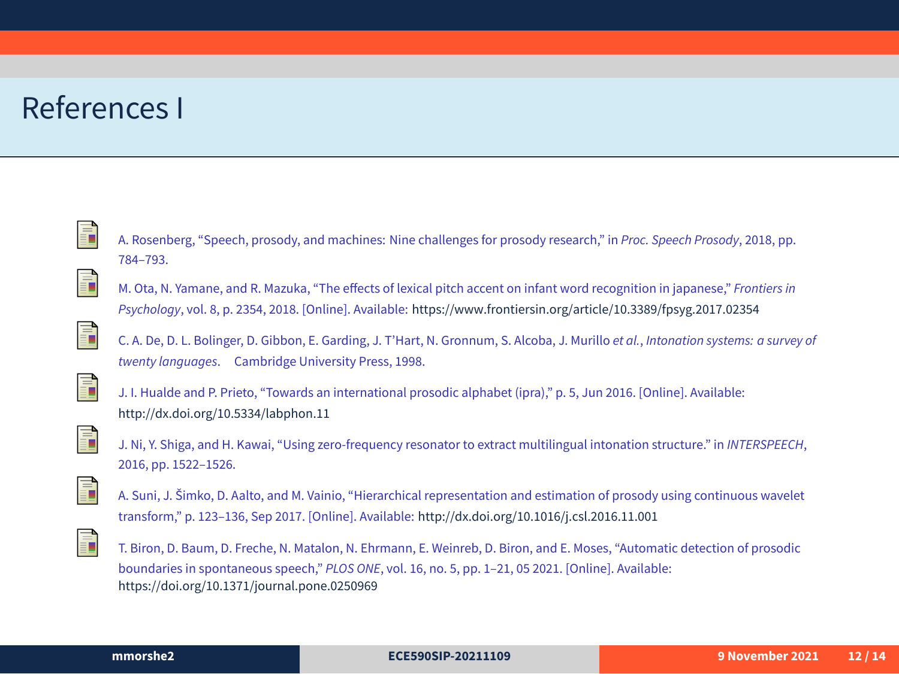# References I

- A. Rosenberg, "Speech, prosody, and machines: Nine challenges for prosody research," in *Proc. Speech Prosody*, 2018, pp. 784–793.
- M. Ota, N. Yamane, and R. Mazuka, "The effects of lexical pitch accent on infant word recognition in japanese," *Frontiers in Psychology*, vol. 8, p. 2354, 2018. [Online]. Available: https://www.frontiersin.org/article/10.3389/fpsyg.2017.02354
- C. A. De, D. L. Bolinger, D. Gibbon, E. Garding, J. T'Hart, N. Gronnum, S. Alcoba, J. Murillo *et al.*, *Intonation systems: a survey of twenty languages*. Cambridge University Press, 1998.
- J. I. Hualde and P. Prieto, "Towards an international prosodic alphabet (ipra)," p. 5, Jun 2016. [Online]. Available: http://dx.doi.org/10.5334/labphon.11
- J. Ni, Y. Shiga, and H. Kawai, "Using zero-frequency resonator to extract multilingual intonation structure." in *INTERSPEECH*, 2016, pp. 1522–1526.
- A. Suni, J. Šimko, D. Aalto, and M. Vainio, "Hierarchical representation and estimation of prosody using continuous wavelet transform," p. 123–136, Sep 2017. [Online]. Available: http://dx.doi.org/10.1016/j.csl.2016.11.001
- T. Biron, D. Baum, D. Freche, N. Matalon, N. Ehrmann, E. Weinreb, D. Biron, and E. Moses, "Automatic detection of prosodic boundaries in spontaneous speech," *PLOS ONE*, vol. 16, no. 5, pp. 1–21, 05 2021. [Online]. Available: https://doi.org/10.1371/journal.pone.0250969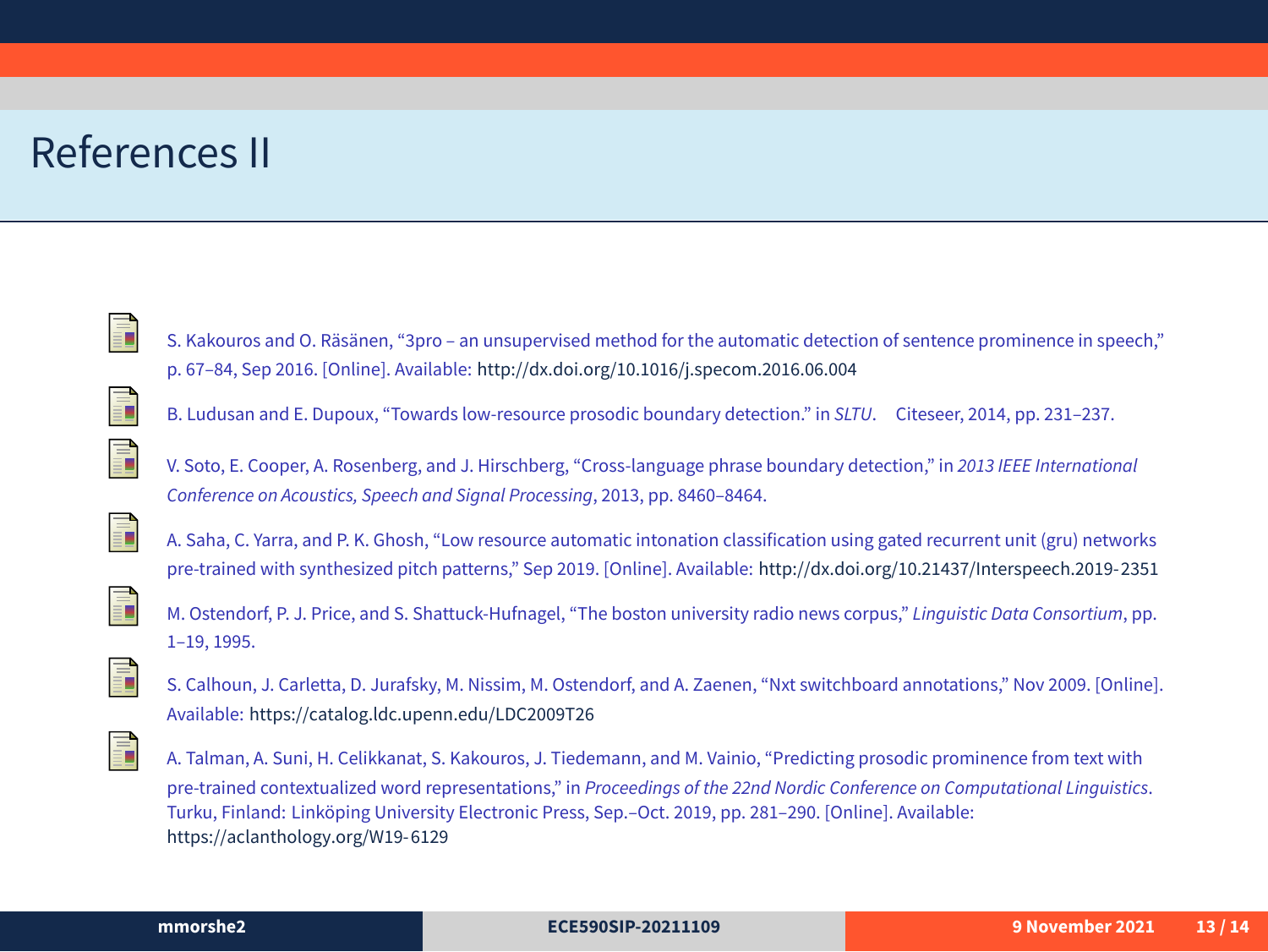# References II

- S. Kakouros and O. Räsänen, "3pro – an unsupervised method for the automatic detection of sentence prominence in speech," p. 67–84, Sep 2016. [Online]. Available: http://dx.doi.org/10.1016/j.specom.2016.06.004
- B. Ludusan and E. Dupoux, "Towards low-resource prosodic boundary detection." in *SLTU*. Citeseer, 2014, pp. 231–237.
- V. Soto, E. Cooper, A. Rosenberg, and J. Hirschberg, "Cross-language phrase boundary detection," in *2013 IEEE International Conference on Acoustics, Speech and Signal Processing*, 2013, pp. 8460–8464.
- A. Saha, C. Yarra, and P. K. Ghosh, "Low resource automatic intonation classification using gated recurrent unit (gru) networks pre-trained with synthesized pitch patterns," Sep 2019. [Online]. Available: http://dx.doi.org/10.21437/Interspeech.2019-2351
- M. Ostendorf, P. J. Price, and S. Shattuck-Hufnagel, "The boston university radio news corpus," *Linguistic Data Consortium*, pp. 1–19, 1995.
- S. Calhoun, J. Carletta, D. Jurafsky, M. Nissim, M. Ostendorf, and A. Zaenen, "Nxt switchboard annotations," Nov 2009. [Online]. Available: https://catalog.ldc.upenn.edu/LDC2009T26
- A. Talman, A. Suni, H. Celikkanat, S. Kakouros, J. Tiedemann, and M. Vainio, "Predicting prosodic prominence from text with pre-trained contextualized word representations," in *Proceedings of the 22nd Nordic Conference on Computational Linguistics*. Turku, Finland: Linköping University Electronic Press, Sep.–Oct. 2019, pp. 281–290. [Online]. Available: https://aclanthology.org/W19-6129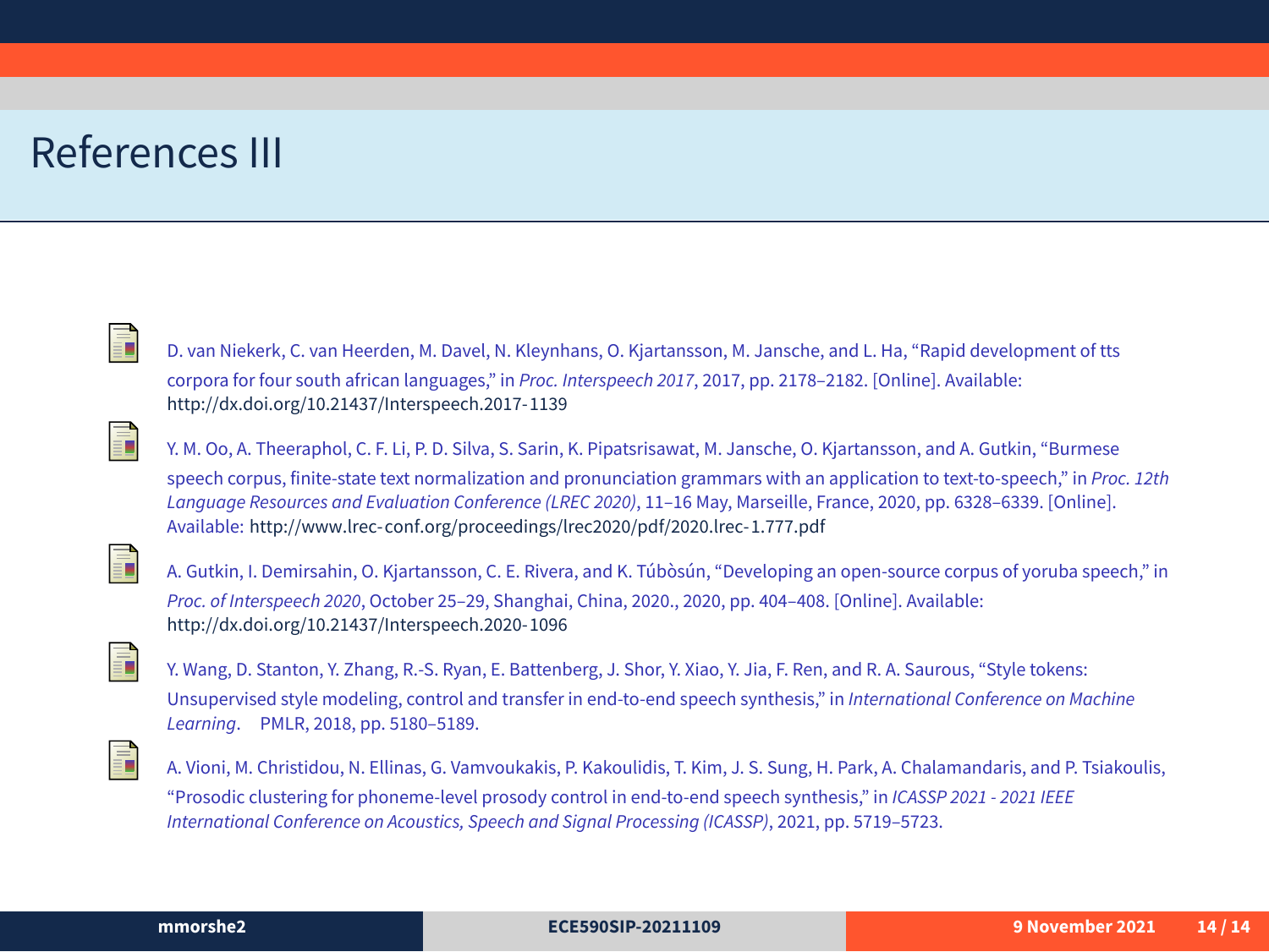# References III

- D. van Niekerk, C. van Heerden, M. Davel, N. Kleynhans, O. Kjartansson, M. Jansche, and L. Ha, "Rapid development of tts corpora for four south african languages," in *Proc. Interspeech 2017*, 2017, pp. 2178–2182. [Online]. Available: http://dx.doi.org/10.21437/Interspeech.2017-1139

- Y. M. Oo, A. Theeraphol, C. F. Li, P. D. Silva, S. Sarin, K. Pipatsrisawat, M. Jansche, O. Kjartansson, and A. Gutkin, "Burmese speech corpus, finite-state text normalization and pronunciation grammars with an application to text-to-speech," in *Proc. 12th Language Resources and Evaluation Conference (LREC 2020)*, 11–16 May, Marseille, France, 2020, pp. 6328–6339. [Online]. Available: http://www.lrec-conf.org/proceedings/lrec2020/pdf/2020.lrec-1.777.pdf

- A. Gutkin, I. Demirsahin, O. Kjartansson, C. E. Rivera, and K. Túbòsún, "Developing an open-source corpus of yoruba speech," in *Proc. of Interspeech 2020*, October 25–29, Shanghai, China, 2020., 2020, pp. 404–408. [Online]. Available: http://dx.doi.org/10.21437/Interspeech.2020-1096

- Y. Wang, D. Stanton, Y. Zhang, R.-S. Ryan, E. Battenberg, J. Shor, Y. Xiao, Y. Jia, F. Ren, and R. A. Saurous, "Style tokens: Unsupervised style modeling, control and transfer in end-to-end speech synthesis," in *International Conference on Machine Learning*. PMLR, 2018, pp. 5180–5189.

- A. Vioni, M. Christidou, N. Ellinas, G. Vamvoukakis, P. Kakoulidis, T. Kim, J. S. Sung, H. Park, A. Chalamandaris, and P. Tsiakoulis, "Prosodic clustering for phoneme-level prosody control in end-to-end speech synthesis," in *ICASSP 2021 - 2021 IEEE International Conference on Acoustics, Speech and Signal Processing (ICASSP)*, 2021, pp. 5719–5723.